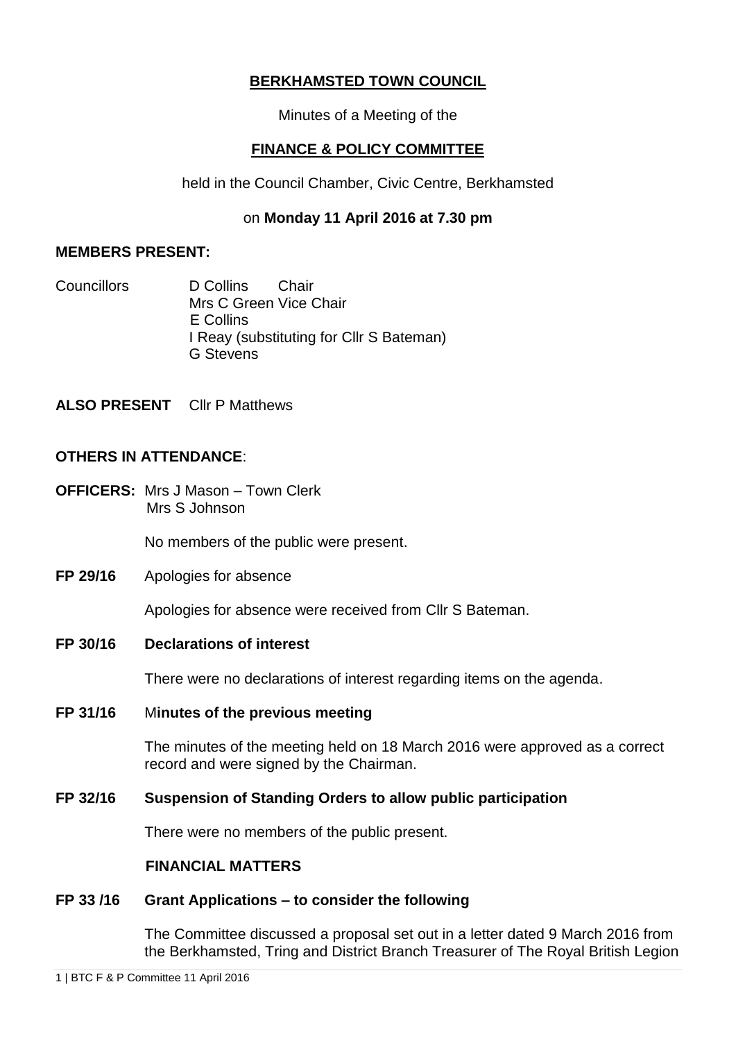**BERKHAMSTED TOWN COUNCIL**

Minutes of a Meeting of the

**FINANCE & POLICY COMMITTEE**

held in the Council Chamber, Civic Centre, Berkhamsted

on **Monday 11 April 2016 at 7.30 pm**

**MEMBERS PRESENT:**

Councillors D Collins Chair
Mrs C Green Vice Chair
E Collins
I Reay (substituting for Cllr S Bateman)
G Stevens

**ALSO PRESENT** Cllr P Matthews

**OTHERS IN ATTENDANCE**:

**OFFICERS:** Mrs J Mason – Town Clerk
Mrs S Johnson

No members of the public were present.

**FP 29/16** Apologies for absence

Apologies for absence were received from Cllr S Bateman.

**FP 30/16 Declarations of interest**

There were no declarations of interest regarding items on the agenda.

**FP 31/16** M**inutes of the previous meeting**

The minutes of the meeting held on 18 March 2016 were approved as a correct record and were signed by the Chairman.

**FP 32/16 Suspension of Standing Orders to allow public participation**

There were no members of the public present.

**FINANCIAL MATTERS**

**FP 33 /16 Grant Applications – to consider the following**

The Committee discussed a proposal set out in a letter dated 9 March 2016 from the Berkhamsted, Tring and District Branch Treasurer of The Royal British Legion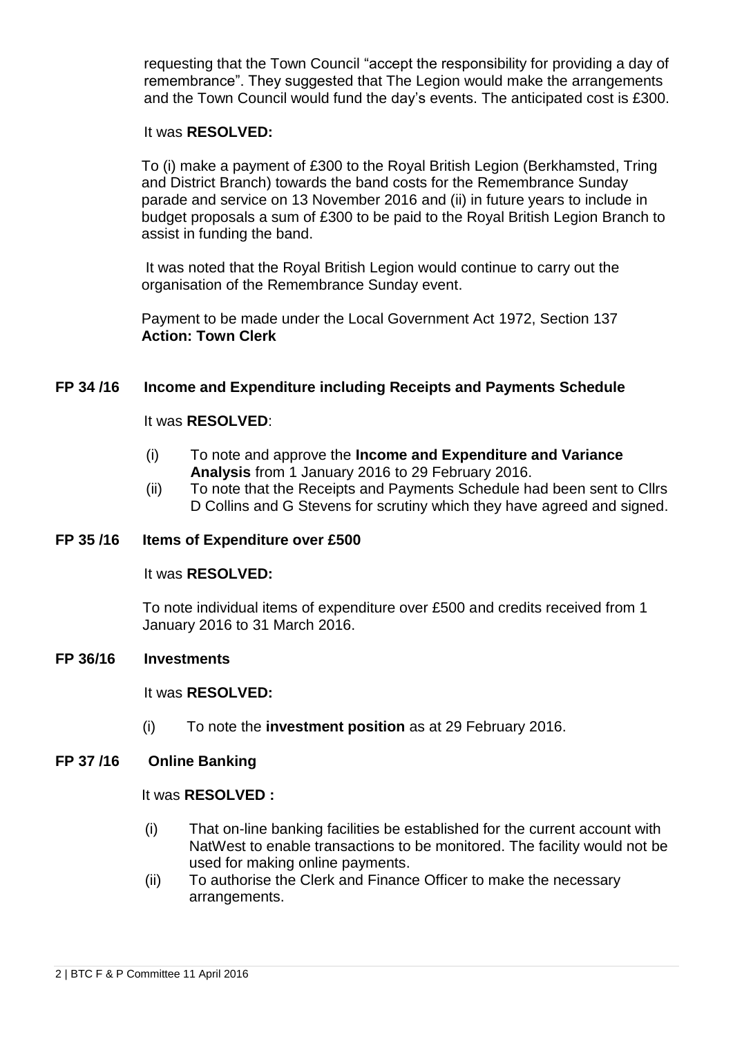requesting that the Town Council "accept the responsibility for providing a day of remembrance". They suggested that The Legion would make the arrangements and the Town Council would fund the day's events. The anticipated cost is £300.

It was **RESOLVED:**

To (i) make a payment of £300 to the Royal British Legion (Berkhamsted, Tring and District Branch) towards the band costs for the Remembrance Sunday parade and service on 13 November 2016 and (ii) in future years to include in budget proposals a sum of £300 to be paid to the Royal British Legion Branch to assist in funding the band.

It was noted that the Royal British Legion would continue to carry out the organisation of the Remembrance Sunday event.

Payment to be made under the Local Government Act 1972, Section 137
**Action: Town Clerk**

## FP 34 /16 Income and Expenditure including Receipts and Payments Schedule

It was **RESOLVED**:

(i) To note and approve the **Income and Expenditure and Variance Analysis** from 1 January 2016 to 29 February 2016.
(ii) To note that the Receipts and Payments Schedule had been sent to Cllrs D Collins and G Stevens for scrutiny which they have agreed and signed.

## FP 35 /16 Items of Expenditure over £500

It was **RESOLVED:**

To note individual items of expenditure over £500 and credits received from 1 January 2016 to 31 March 2016.

## FP 36/16 Investments

It was **RESOLVED:**

(i) To note the **investment position** as at 29 February 2016.

## FP 37 /16 Online Banking

It was **RESOLVED :**

(i) That on-line banking facilities be established for the current account with NatWest to enable transactions to be monitored. The facility would not be used for making online payments.
(ii) To authorise the Clerk and Finance Officer to make the necessary arrangements.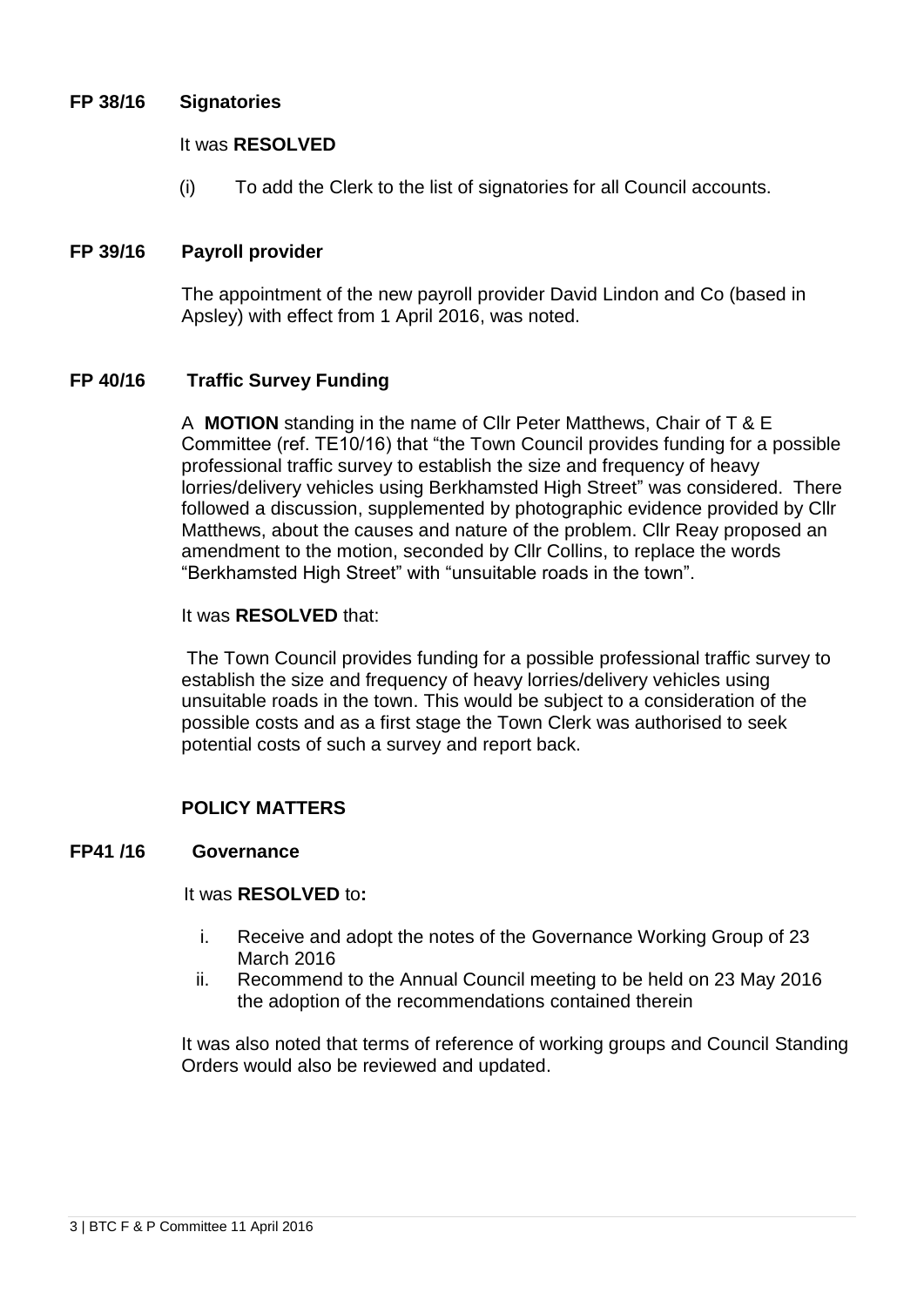**FP 38/16 Signatories**

It was **RESOLVED**

(i) To add the Clerk to the list of signatories for all Council accounts.

**FP 39/16 Payroll provider**

The appointment of the new payroll provider David Lindon and Co (based in Apsley) with effect from 1 April 2016, was noted.

**FP 40/16 Traffic Survey Funding**

A **MOTION** standing in the name of Cllr Peter Matthews, Chair of T & E Committee (ref. TE10/16) that "the Town Council provides funding for a possible professional traffic survey to establish the size and frequency of heavy lorries/delivery vehicles using Berkhamsted High Street" was considered. There followed a discussion, supplemented by photographic evidence provided by Cllr Matthews, about the causes and nature of the problem. Cllr Reay proposed an amendment to the motion, seconded by Cllr Collins, to replace the words "Berkhamsted High Street" with "unsuitable roads in the town".

It was **RESOLVED** that:

The Town Council provides funding for a possible professional traffic survey to establish the size and frequency of heavy lorries/delivery vehicles using unsuitable roads in the town. This would be subject to a consideration of the possible costs and as a first stage the Town Clerk was authorised to seek potential costs of such a survey and report back.

**POLICY MATTERS**

**FP41 /16 Governance**

It was **RESOLVED** to**:**

i. Receive and adopt the notes of the Governance Working Group of 23 March 2016
ii. Recommend to the Annual Council meeting to be held on 23 May 2016 the adoption of the recommendations contained therein

It was also noted that terms of reference of working groups and Council Standing Orders would also be reviewed and updated.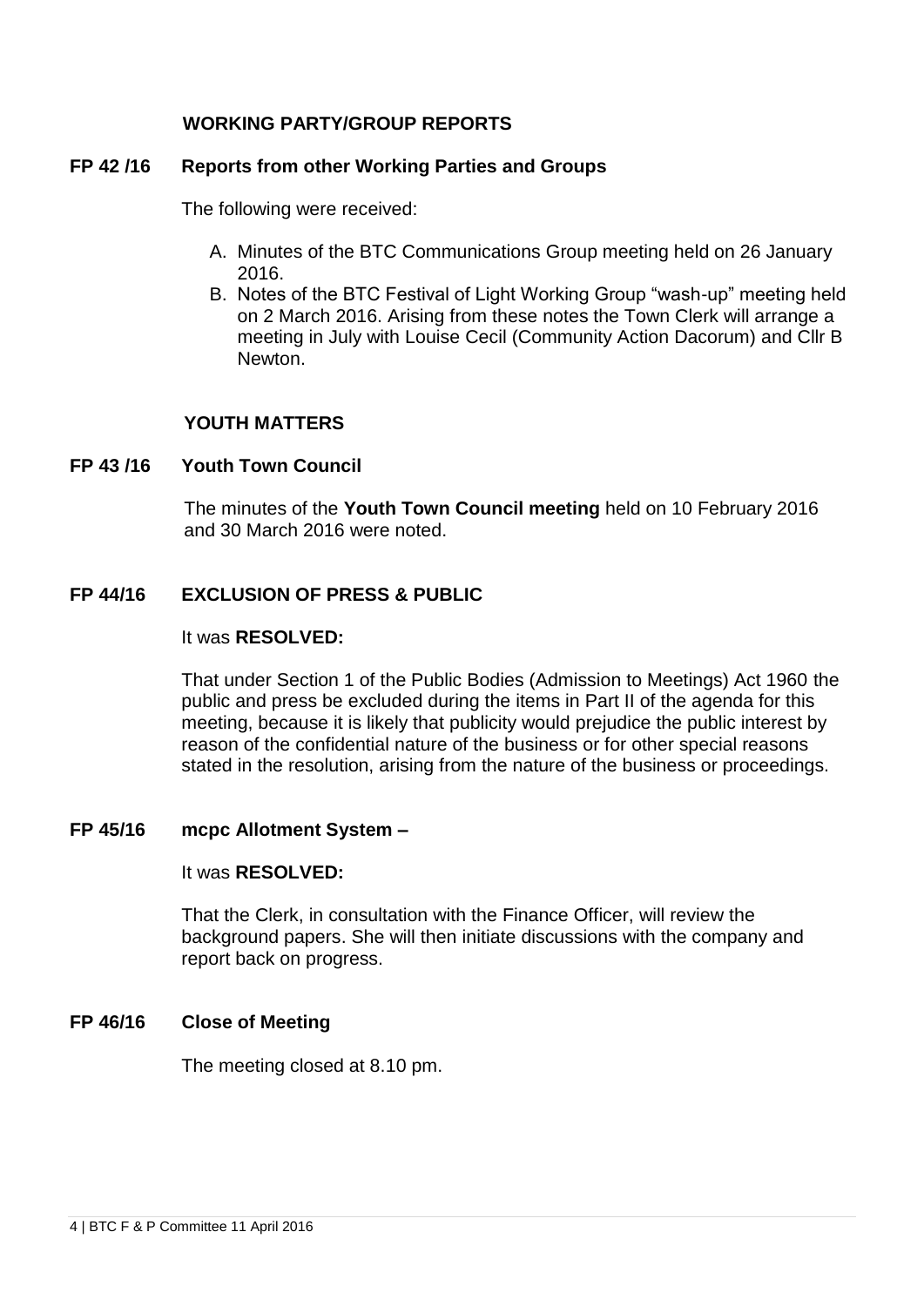## WORKING PARTY/GROUP REPORTS

**FP 42 /16 Reports from other Working Parties and Groups**

The following were received:

A. Minutes of the BTC Communications Group meeting held on 26 January 2016.
B. Notes of the BTC Festival of Light Working Group "wash-up" meeting held on 2 March 2016. Arising from these notes the Town Clerk will arrange a meeting in July with Louise Cecil (Community Action Dacorum) and Cllr B Newton.

## YOUTH MATTERS

**FP 43 /16 Youth Town Council**

The minutes of the **Youth Town Council meeting** held on 10 February 2016 and 30 March 2016 were noted.

**FP 44/16 EXCLUSION OF PRESS & PUBLIC**

It was **RESOLVED:**

That under Section 1 of the Public Bodies (Admission to Meetings) Act 1960 the public and press be excluded during the items in Part II of the agenda for this meeting, because it is likely that publicity would prejudice the public interest by reason of the confidential nature of the business or for other special reasons stated in the resolution, arising from the nature of the business or proceedings.

**FP 45/16 mcpc Allotment System –**

It was **RESOLVED:**

That the Clerk, in consultation with the Finance Officer, will review the background papers. She will then initiate discussions with the company and report back on progress.

**FP 46/16 Close of Meeting**

The meeting closed at 8.10 pm.